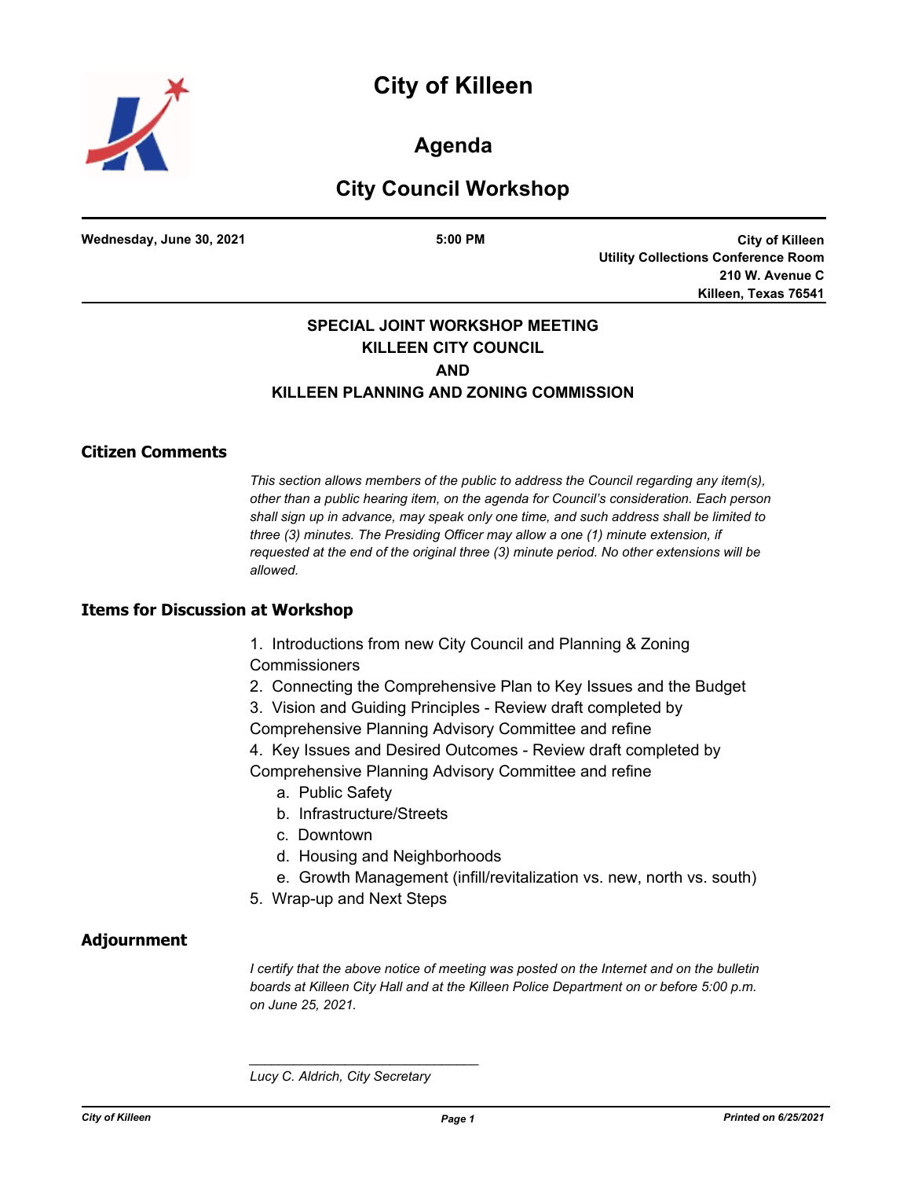# City of Killeen

## Agenda

## City Council Workshop

**Wednesday, June 30, 2021** **5:00 PM** **City of Killeen Utility Collections Conference Room 210 W. Avenue C Killeen, Texas 76541**

**SPECIAL JOINT WORKSHOP MEETING**
**KILLEEN CITY COUNCIL**
**AND**
**KILLEEN PLANNING AND ZONING COMMISSION**

### Citizen Comments

*This section allows members of the public to address the Council regarding any item(s), other than a public hearing item, on the agenda for Council's consideration. Each person shall sign up in advance, may speak only one time, and such address shall be limited to three (3) minutes. The Presiding Officer may allow a one (1) minute extension, if requested at the end of the original three (3) minute period. No other extensions will be allowed.*

### Items for Discussion at Workshop

1. Introductions from new City Council and Planning & Zoning Commissioners
2. Connecting the Comprehensive Plan to Key Issues and the Budget
3. Vision and Guiding Principles - Review draft completed by Comprehensive Planning Advisory Committee and refine
4. Key Issues and Desired Outcomes - Review draft completed by Comprehensive Planning Advisory Committee and refine
   a. Public Safety
   b. Infrastructure/Streets
   c. Downtown
   d. Housing and Neighborhoods
   e. Growth Management (infill/revitalization vs. new, north vs. south)
5. Wrap-up and Next Steps

### Adjournment

*I certify that the above notice of meeting was posted on the Internet and on the bulletin boards at Killeen City Hall and at the Killeen Police Department on or before 5:00 p.m. on June 25, 2021.*

_______________________________

*Lucy C. Aldrich, City Secretary*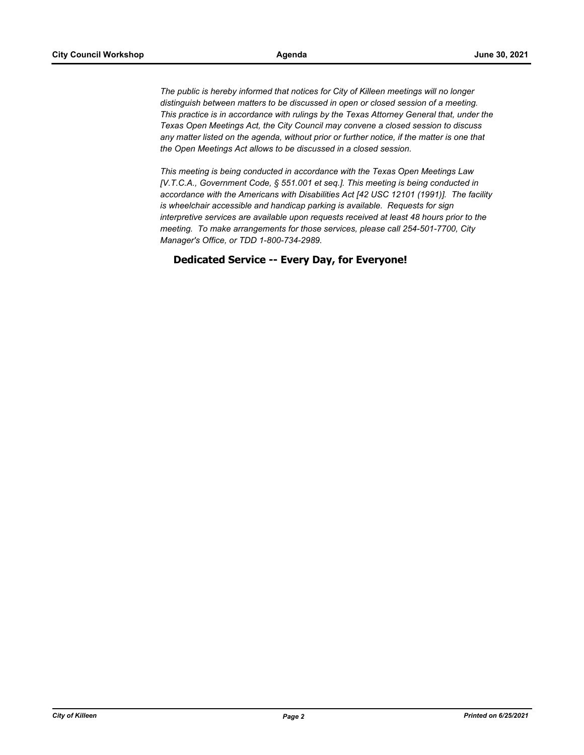*The public is hereby informed that notices for City of Killeen meetings will no longer distinguish between matters to be discussed in open or closed session of a meeting. This practice is in accordance with rulings by the Texas Attorney General that, under the Texas Open Meetings Act, the City Council may convene a closed session to discuss any matter listed on the agenda, without prior or further notice, if the matter is one that the Open Meetings Act allows to be discussed in a closed session.*

*This meeting is being conducted in accordance with the Texas Open Meetings Law [V.T.C.A., Government Code, § 551.001 et seq.]. This meeting is being conducted in accordance with the Americans with Disabilities Act [42 USC 12101 (1991)]. The facility is wheelchair accessible and handicap parking is available. Requests for sign interpretive services are available upon requests received at least 48 hours prior to the meeting. To make arrangements for those services, please call 254-501-7700, City Manager's Office, or TDD 1-800-734-2989.*

**Dedicated Service -- Every Day, for Everyone!**